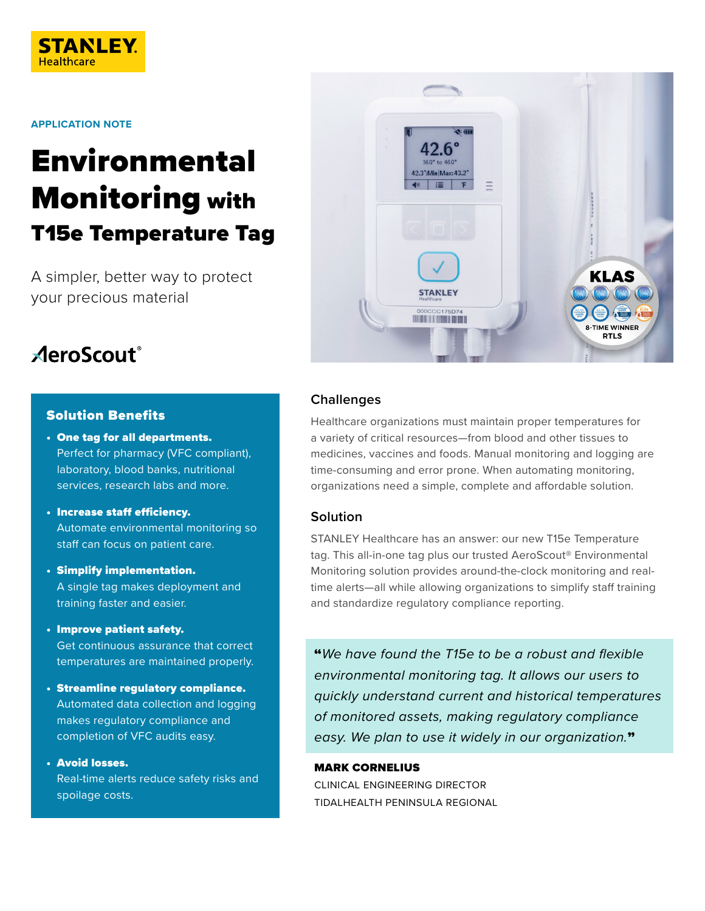STANLEY Healthcare

APPLICATION NOTE

# Environmental Monitoring with T15e Temperature Tag

A simpler, better way to protect your precious material

AeroScout®

## Solution Benefits

- **One tag for all departments.** Perfect for pharmacy (VFC compliant), laboratory, blood banks, nutritional services, research labs and more.
- **Increase staff efficiency.** Automate environmental monitoring so staff can focus on patient care.
- **Simplify implementation.** A single tag makes deployment and training faster and easier.
- **Improve patient safety.** Get continuous assurance that correct temperatures are maintained properly.
- **Streamline regulatory compliance.** Automated data collection and logging makes regulatory compliance and completion of VFC audits easy.
- **Avoid losses.** Real-time alerts reduce safety risks and spoilage costs.

## Challenges

Healthcare organizations must maintain proper temperatures for a variety of critical resources—from blood and other tissues to medicines, vaccines and foods. Manual monitoring and logging are time-consuming and error prone. When automating monitoring, organizations need a simple, complete and affordable solution.

## Solution

STANLEY Healthcare has an answer: our new T15e Temperature tag. This all-in-one tag plus our trusted AeroScout® Environmental Monitoring solution provides around-the-clock monitoring and real-time alerts—all while allowing organizations to simplify staff training and standardize regulatory compliance reporting.

> *"We have found the T15e to be a robust and flexible environmental monitoring tag. It allows our users to quickly understand current and historical temperatures of monitored assets, making regulatory compliance easy. We plan to use it widely in our organization."*

**MARK CORNELIUS**
CLINICAL ENGINEERING DIRECTOR
TIDALHEALTH PENINSULA REGIONAL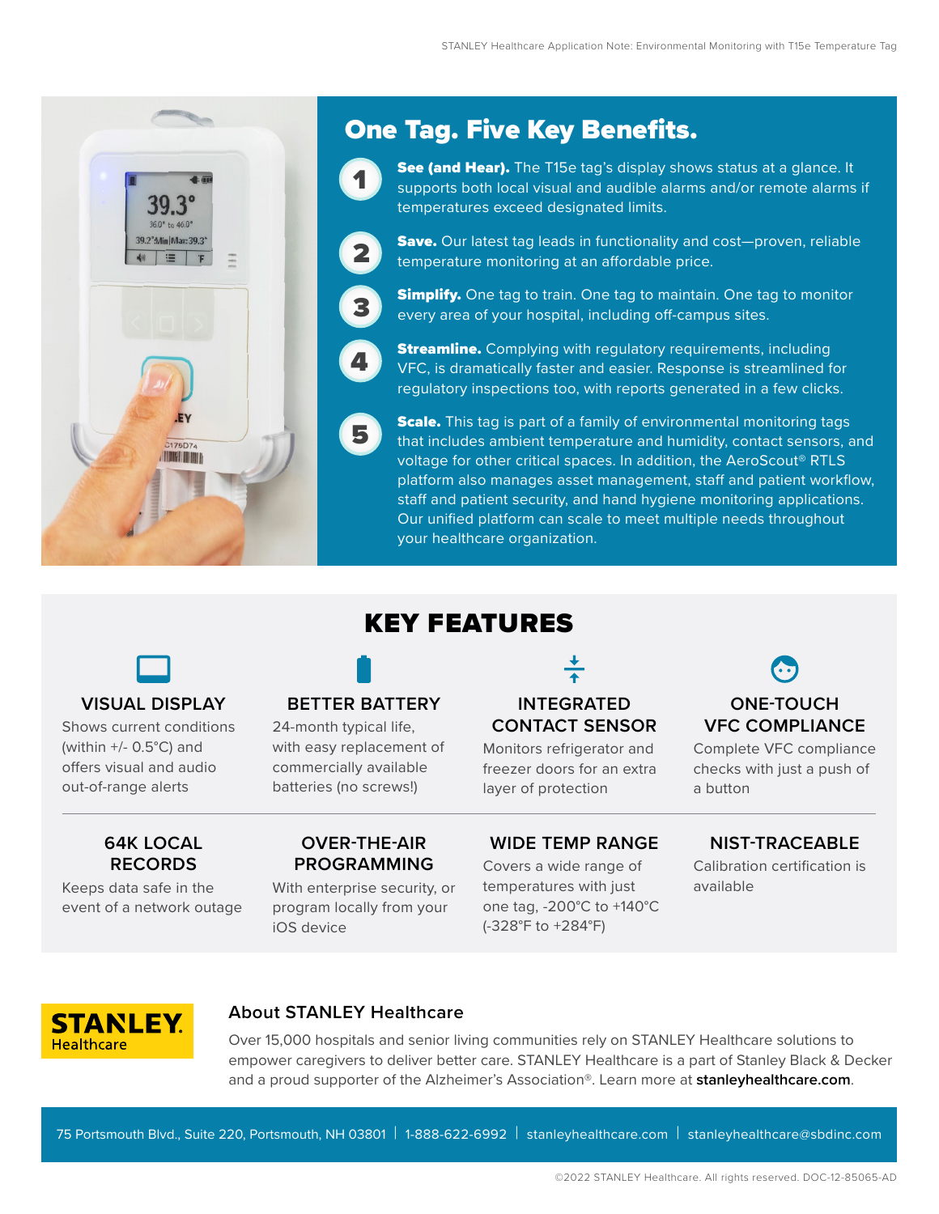## One Tag. Five Key Benefits.

1. **See (and Hear).** The T15e tag's display shows status at a glance. It supports both local visual and audible alarms and/or remote alarms if temperatures exceed designated limits.
2. **Save.** Our latest tag leads in functionality and cost—proven, reliable temperature monitoring at an affordable price.
3. **Simplify.** One tag to train. One tag to maintain. One tag to monitor every area of your hospital, including off-campus sites.
4. **Streamline.** Complying with regulatory requirements, including VFC, is dramatically faster and easier. Response is streamlined for regulatory inspections too, with reports generated in a few clicks.
5. **Scale.** This tag is part of a family of environmental monitoring tags that includes ambient temperature and humidity, contact sensors, and voltage for other critical spaces. In addition, the AeroScout® RTLS platform also manages asset management, staff and patient workflow, staff and patient security, and hand hygiene monitoring applications. Our unified platform can scale to meet multiple needs throughout your healthcare organization.

## KEY FEATURES

### VISUAL DISPLAY
Shows current conditions (within +/- 0.5°C) and offers visual and audio out-of-range alerts

### BETTER BATTERY
24-month typical life, with easy replacement of commercially available batteries (no screws!)

### INTEGRATED CONTACT SENSOR
Monitors refrigerator and freezer doors for an extra layer of protection

### ONE-TOUCH VFC COMPLIANCE
Complete VFC compliance checks with just a push of a button

### 64K LOCAL RECORDS
Keeps data safe in the event of a network outage

### OVER-THE-AIR PROGRAMMING
With enterprise security, or program locally from your iOS device

### WIDE TEMP RANGE
Covers a wide range of temperatures with just one tag, -200°C to +140°C (-328°F to +284°F)

### NIST-TRACEABLE
Calibration certification is available

**STANLEY. Healthcare**

### About STANLEY Healthcare

Over 15,000 hospitals and senior living communities rely on STANLEY Healthcare solutions to empower caregivers to deliver better care. STANLEY Healthcare is a part of Stanley Black & Decker and a proud supporter of the Alzheimer's Association®. Learn more at **stanleyhealthcare.com**.

75 Portsmouth Blvd., Suite 220, Portsmouth, NH 03801 | 1-888-622-6992 | stanleyhealthcare.com | stanleyhealthcare@sbdinc.com

©2022 STANLEY Healthcare. All rights reserved. DOC-12-85065-AD